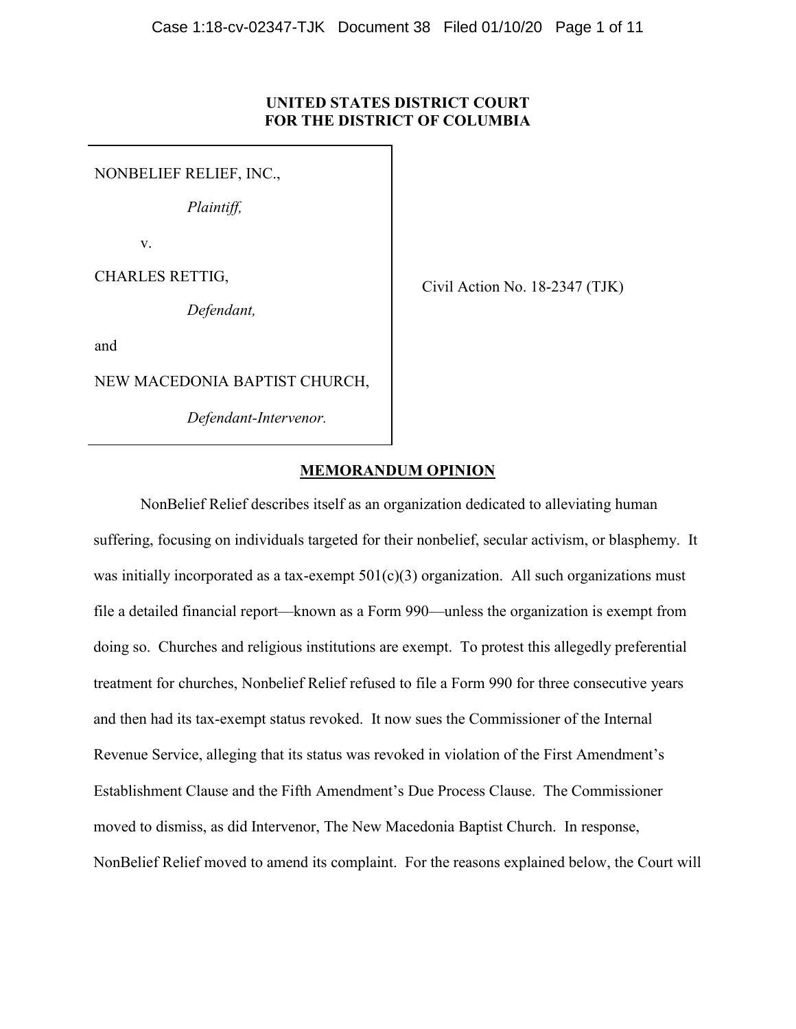**UNITED STATES DISTRICT COURT**
**FOR THE DISTRICT OF COLUMBIA**

NONBELIEF RELIEF, INC.,

*Plaintiff,*

v.

CHARLES RETTIG,

*Defendant,*

and

NEW MACEDONIA BAPTIST CHURCH,

*Defendant-Intervenor.*

Civil Action No. 18-2347 (TJK)

**MEMORANDUM OPINION**

NonBelief Relief describes itself as an organization dedicated to alleviating human suffering, focusing on individuals targeted for their nonbelief, secular activism, or blasphemy. It was initially incorporated as a tax-exempt 501(c)(3) organization. All such organizations must file a detailed financial report—known as a Form 990—unless the organization is exempt from doing so. Churches and religious institutions are exempt. To protest this allegedly preferential treatment for churches, Nonbelief Relief refused to file a Form 990 for three consecutive years and then had its tax-exempt status revoked. It now sues the Commissioner of the Internal Revenue Service, alleging that its status was revoked in violation of the First Amendment's Establishment Clause and the Fifth Amendment's Due Process Clause. The Commissioner moved to dismiss, as did Intervenor, The New Macedonia Baptist Church. In response, NonBelief Relief moved to amend its complaint. For the reasons explained below, the Court will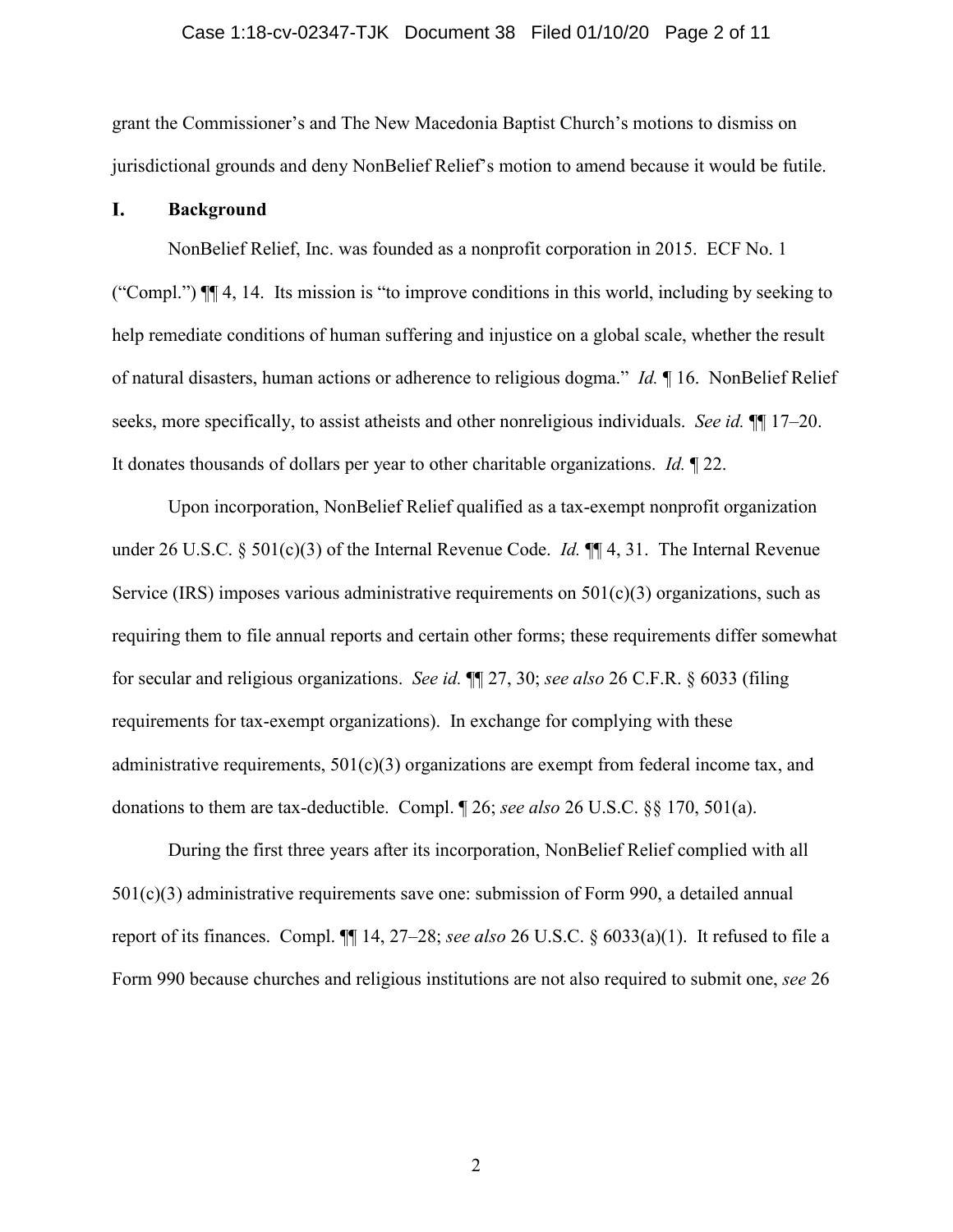grant the Commissioner's and The New Macedonia Baptist Church's motions to dismiss on jurisdictional grounds and deny NonBelief Relief's motion to amend because it would be futile.

## I. Background

NonBelief Relief, Inc. was founded as a nonprofit corporation in 2015. ECF No. 1 ("Compl.") ¶¶ 4, 14. Its mission is "to improve conditions in this world, including by seeking to help remediate conditions of human suffering and injustice on a global scale, whether the result of natural disasters, human actions or adherence to religious dogma." *Id.* ¶ 16. NonBelief Relief seeks, more specifically, to assist atheists and other nonreligious individuals. *See id.* ¶¶ 17–20. It donates thousands of dollars per year to other charitable organizations. *Id.* ¶ 22.

Upon incorporation, NonBelief Relief qualified as a tax-exempt nonprofit organization under 26 U.S.C. § 501(c)(3) of the Internal Revenue Code. *Id.* ¶¶ 4, 31. The Internal Revenue Service (IRS) imposes various administrative requirements on 501(c)(3) organizations, such as requiring them to file annual reports and certain other forms; these requirements differ somewhat for secular and religious organizations. *See id.* ¶¶ 27, 30; *see also* 26 C.F.R. § 6033 (filing requirements for tax-exempt organizations). In exchange for complying with these administrative requirements, 501(c)(3) organizations are exempt from federal income tax, and donations to them are tax-deductible. Compl. ¶ 26; *see also* 26 U.S.C. §§ 170, 501(a).

During the first three years after its incorporation, NonBelief Relief complied with all 501(c)(3) administrative requirements save one: submission of Form 990, a detailed annual report of its finances. Compl. ¶¶ 14, 27–28; *see also* 26 U.S.C. § 6033(a)(1). It refused to file a Form 990 because churches and religious institutions are not also required to submit one, *see* 26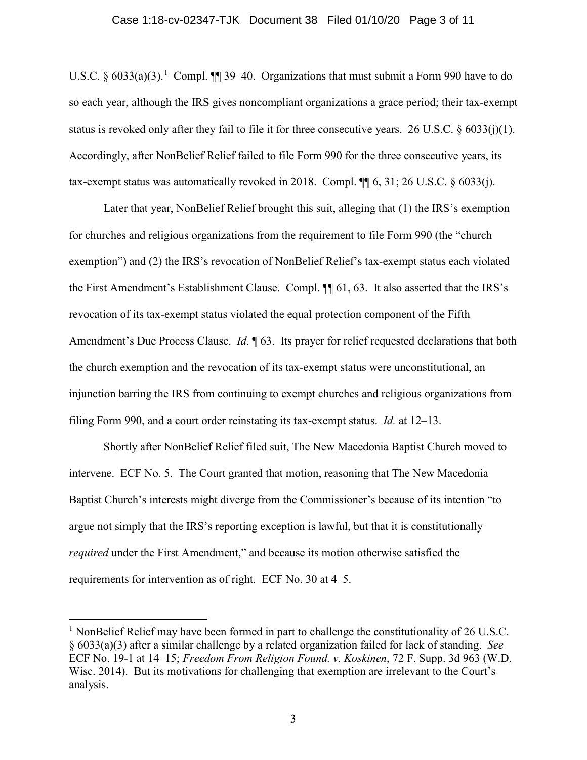U.S.C. § 6033(a)(3).[1] Compl. ¶¶ 39–40. Organizations that must submit a Form 990 have to do so each year, although the IRS gives noncompliant organizations a grace period; their tax-exempt status is revoked only after they fail to file it for three consecutive years. 26 U.S.C. § 6033(j)(1). Accordingly, after NonBelief Relief failed to file Form 990 for the three consecutive years, its tax-exempt status was automatically revoked in 2018. Compl. ¶¶ 6, 31; 26 U.S.C. § 6033(j).

Later that year, NonBelief Relief brought this suit, alleging that (1) the IRS's exemption for churches and religious organizations from the requirement to file Form 990 (the "church exemption") and (2) the IRS's revocation of NonBelief Relief's tax-exempt status each violated the First Amendment's Establishment Clause. Compl. ¶¶ 61, 63. It also asserted that the IRS's revocation of its tax-exempt status violated the equal protection component of the Fifth Amendment's Due Process Clause. *Id.* ¶ 63. Its prayer for relief requested declarations that both the church exemption and the revocation of its tax-exempt status were unconstitutional, an injunction barring the IRS from continuing to exempt churches and religious organizations from filing Form 990, and a court order reinstating its tax-exempt status. *Id.* at 12–13.

Shortly after NonBelief Relief filed suit, The New Macedonia Baptist Church moved to intervene. ECF No. 5. The Court granted that motion, reasoning that The New Macedonia Baptist Church's interests might diverge from the Commissioner's because of its intention "to argue not simply that the IRS's reporting exception is lawful, but that it is constitutionally *required* under the First Amendment," and because its motion otherwise satisfied the requirements for intervention as of right. ECF No. 30 at 4–5.

---

[1] NonBelief Relief may have been formed in part to challenge the constitutionality of 26 U.S.C. § 6033(a)(3) after a similar challenge by a related organization failed for lack of standing. *See* ECF No. 19-1 at 14–15; *Freedom From Religion Found. v. Koskinen*, 72 F. Supp. 3d 963 (W.D. Wisc. 2014). But its motivations for challenging that exemption are irrelevant to the Court's analysis.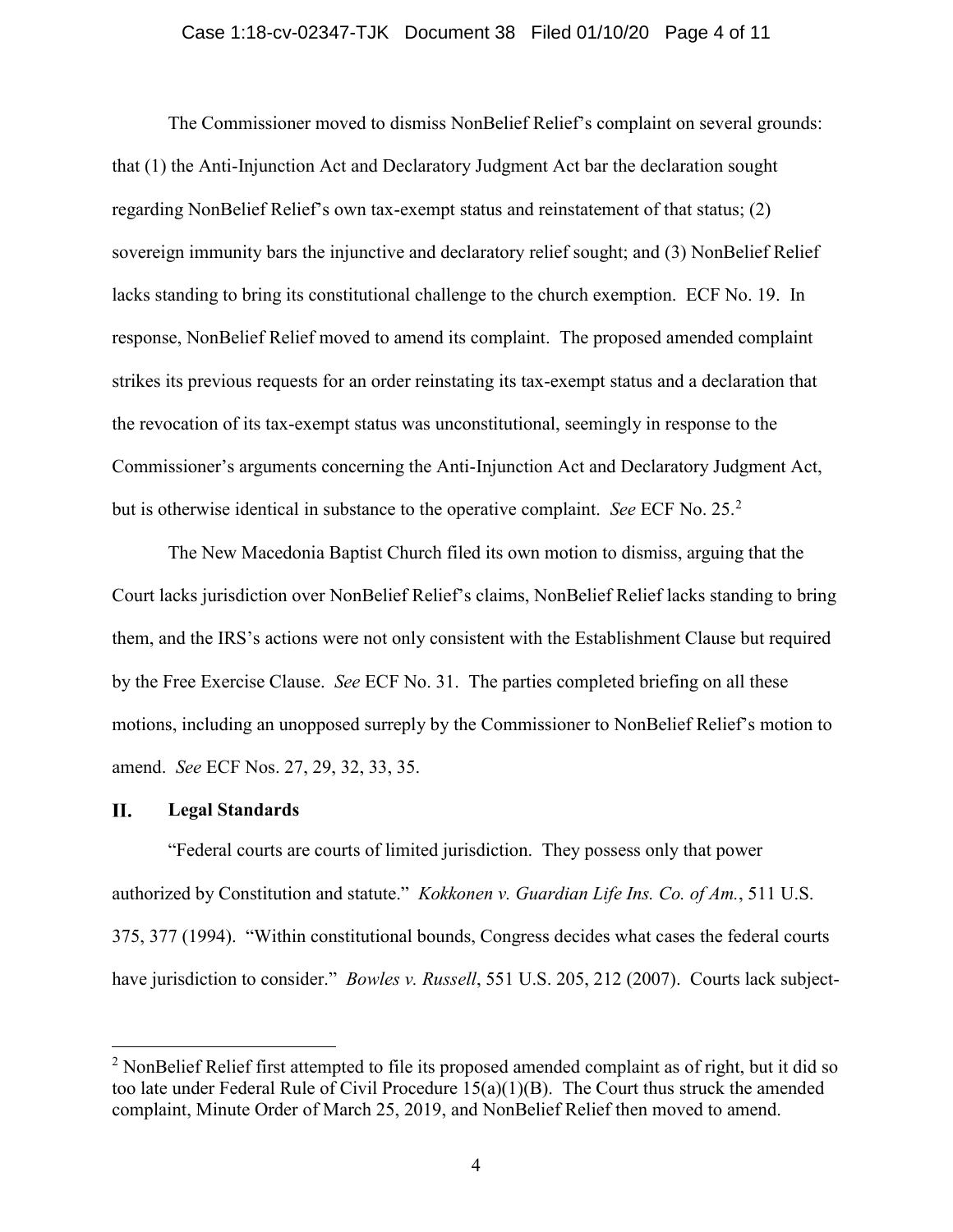The Commissioner moved to dismiss NonBelief Relief's complaint on several grounds: that (1) the Anti-Injunction Act and Declaratory Judgment Act bar the declaration sought regarding NonBelief Relief's own tax-exempt status and reinstatement of that status; (2) sovereign immunity bars the injunctive and declaratory relief sought; and (3) NonBelief Relief lacks standing to bring its constitutional challenge to the church exemption. ECF No. 19. In response, NonBelief Relief moved to amend its complaint. The proposed amended complaint strikes its previous requests for an order reinstating its tax-exempt status and a declaration that the revocation of its tax-exempt status was unconstitutional, seemingly in response to the Commissioner's arguments concerning the Anti-Injunction Act and Declaratory Judgment Act, but is otherwise identical in substance to the operative complaint. *See* ECF No. 25.[2]

The New Macedonia Baptist Church filed its own motion to dismiss, arguing that the Court lacks jurisdiction over NonBelief Relief's claims, NonBelief Relief lacks standing to bring them, and the IRS's actions were not only consistent with the Establishment Clause but required by the Free Exercise Clause. *See* ECF No. 31. The parties completed briefing on all these motions, including an unopposed surreply by the Commissioner to NonBelief Relief's motion to amend. *See* ECF Nos. 27, 29, 32, 33, 35.

## II. Legal Standards

"Federal courts are courts of limited jurisdiction. They possess only that power authorized by Constitution and statute." *Kokkonen v. Guardian Life Ins. Co. of Am.*, 511 U.S. 375, 377 (1994). "Within constitutional bounds, Congress decides what cases the federal courts have jurisdiction to consider." *Bowles v. Russell*, 551 U.S. 205, 212 (2007). Courts lack subject-

---

[2] NonBelief Relief first attempted to file its proposed amended complaint as of right, but it did so too late under Federal Rule of Civil Procedure 15(a)(1)(B). The Court thus struck the amended complaint, Minute Order of March 25, 2019, and NonBelief Relief then moved to amend.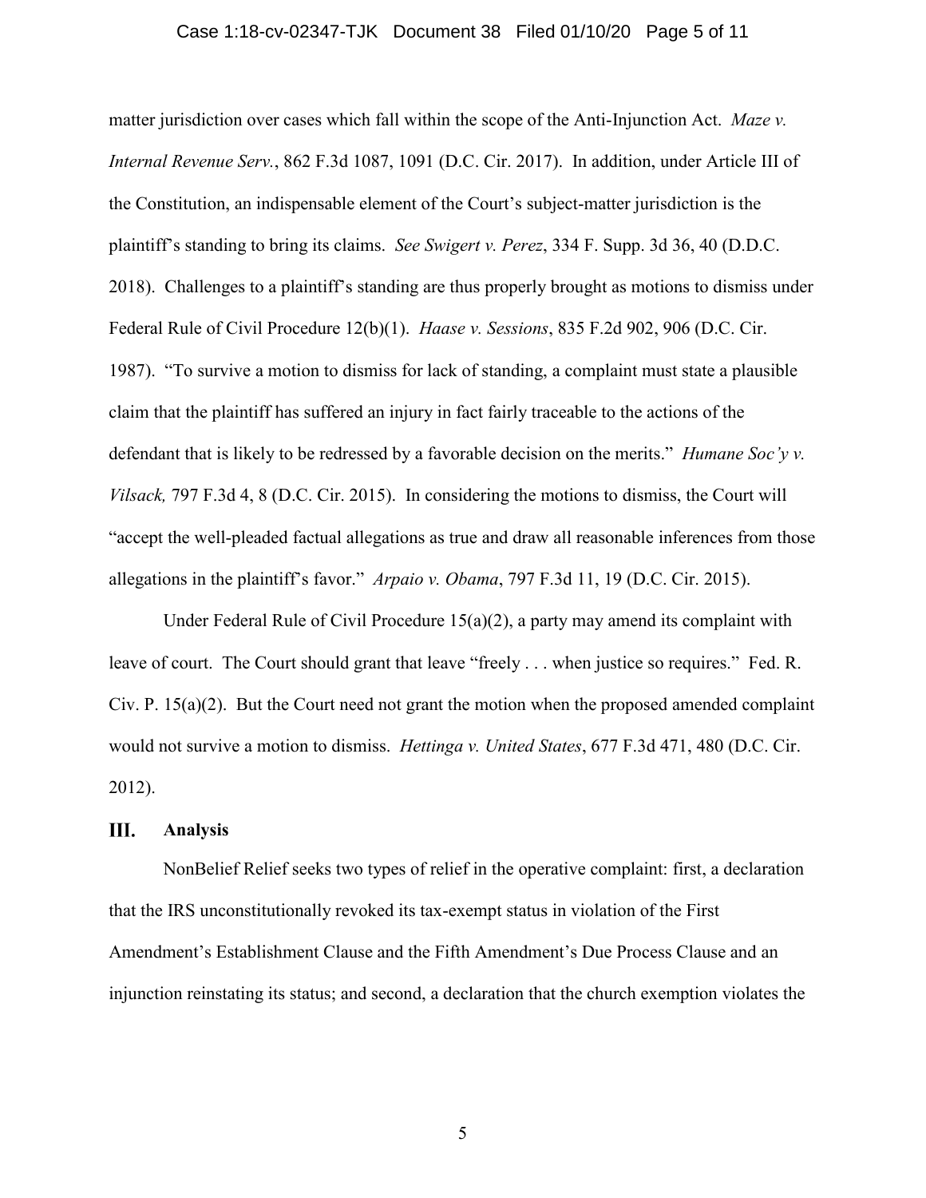matter jurisdiction over cases which fall within the scope of the Anti-Injunction Act. *Maze v. Internal Revenue Serv.*, 862 F.3d 1087, 1091 (D.C. Cir. 2017). In addition, under Article III of the Constitution, an indispensable element of the Court's subject-matter jurisdiction is the plaintiff's standing to bring its claims. *See Swigert v. Perez*, 334 F. Supp. 3d 36, 40 (D.D.C. 2018). Challenges to a plaintiff's standing are thus properly brought as motions to dismiss under Federal Rule of Civil Procedure 12(b)(1). *Haase v. Sessions*, 835 F.2d 902, 906 (D.C. Cir. 1987). "To survive a motion to dismiss for lack of standing, a complaint must state a plausible claim that the plaintiff has suffered an injury in fact fairly traceable to the actions of the defendant that is likely to be redressed by a favorable decision on the merits." *Humane Soc'y v. Vilsack,* 797 F.3d 4, 8 (D.C. Cir. 2015). In considering the motions to dismiss, the Court will "accept the well-pleaded factual allegations as true and draw all reasonable inferences from those allegations in the plaintiff's favor." *Arpaio v. Obama*, 797 F.3d 11, 19 (D.C. Cir. 2015).

Under Federal Rule of Civil Procedure 15(a)(2), a party may amend its complaint with leave of court. The Court should grant that leave "freely . . . when justice so requires." Fed. R. Civ. P. 15(a)(2). But the Court need not grant the motion when the proposed amended complaint would not survive a motion to dismiss. *Hettinga v. United States*, 677 F.3d 471, 480 (D.C. Cir. 2012).

## III. Analysis

NonBelief Relief seeks two types of relief in the operative complaint: first, a declaration that the IRS unconstitutionally revoked its tax-exempt status in violation of the First Amendment's Establishment Clause and the Fifth Amendment's Due Process Clause and an injunction reinstating its status; and second, a declaration that the church exemption violates the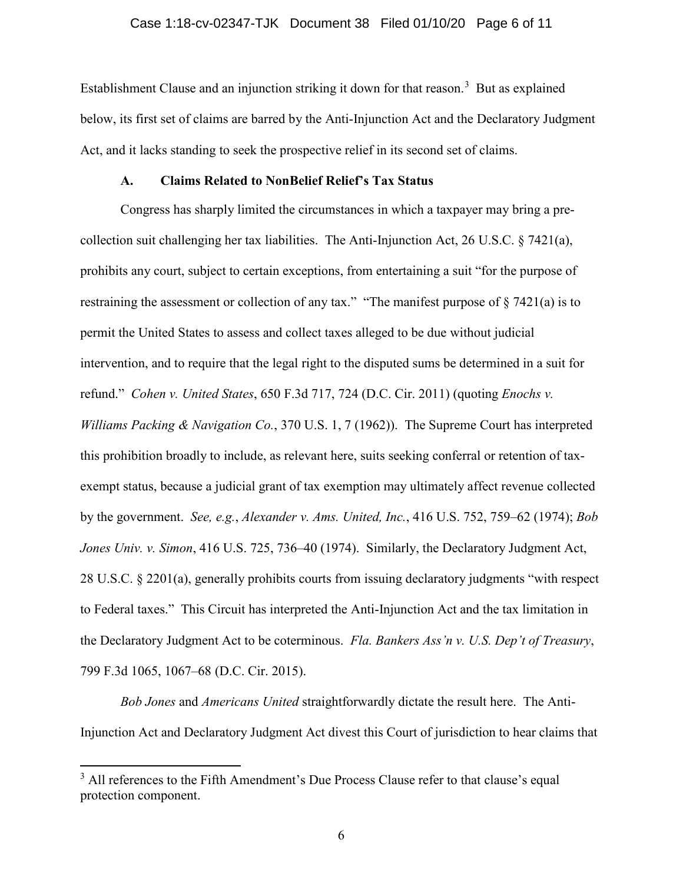Establishment Clause and an injunction striking it down for that reason.[3] But as explained below, its first set of claims are barred by the Anti-Injunction Act and the Declaratory Judgment Act, and it lacks standing to seek the prospective relief in its second set of claims.

### A. Claims Related to NonBelief Relief's Tax Status

Congress has sharply limited the circumstances in which a taxpayer may bring a pre-collection suit challenging her tax liabilities. The Anti-Injunction Act, 26 U.S.C. § 7421(a), prohibits any court, subject to certain exceptions, from entertaining a suit "for the purpose of restraining the assessment or collection of any tax." "The manifest purpose of § 7421(a) is to permit the United States to assess and collect taxes alleged to be due without judicial intervention, and to require that the legal right to the disputed sums be determined in a suit for refund." *Cohen v. United States*, 650 F.3d 717, 724 (D.C. Cir. 2011) (quoting *Enochs v. Williams Packing & Navigation Co.*, 370 U.S. 1, 7 (1962)). The Supreme Court has interpreted this prohibition broadly to include, as relevant here, suits seeking conferral or retention of tax-exempt status, because a judicial grant of tax exemption may ultimately affect revenue collected by the government. *See, e.g.*, *Alexander v. Ams. United, Inc.*, 416 U.S. 752, 759–62 (1974); *Bob Jones Univ. v. Simon*, 416 U.S. 725, 736–40 (1974). Similarly, the Declaratory Judgment Act, 28 U.S.C. § 2201(a), generally prohibits courts from issuing declaratory judgments "with respect to Federal taxes." This Circuit has interpreted the Anti-Injunction Act and the tax limitation in the Declaratory Judgment Act to be coterminous. *Fla. Bankers Ass'n v. U.S. Dep't of Treasury*, 799 F.3d 1065, 1067–68 (D.C. Cir. 2015).

*Bob Jones* and *Americans United* straightforwardly dictate the result here. The Anti-Injunction Act and Declaratory Judgment Act divest this Court of jurisdiction to hear claims that

[3] All references to the Fifth Amendment's Due Process Clause refer to that clause's equal protection component.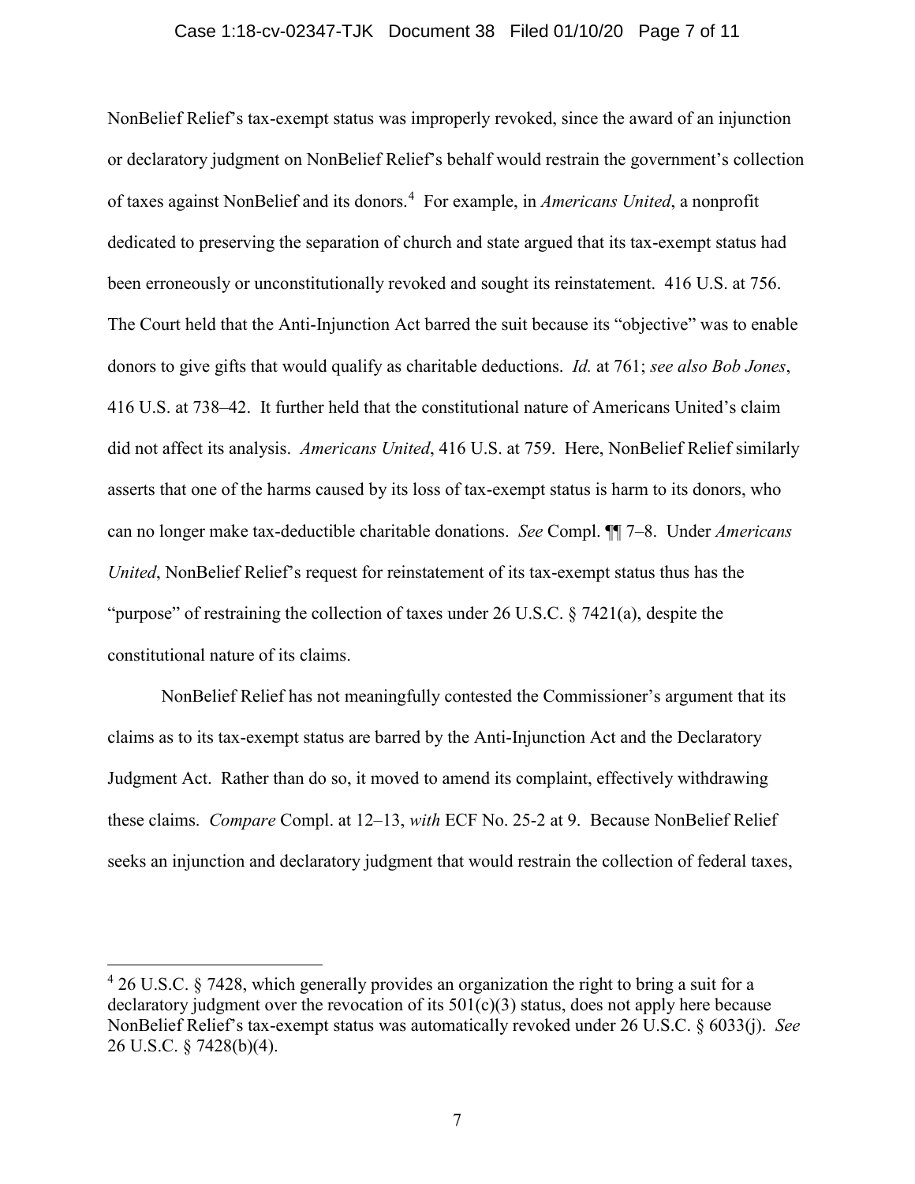NonBelief Relief's tax-exempt status was improperly revoked, since the award of an injunction or declaratory judgment on NonBelief Relief's behalf would restrain the government's collection of taxes against NonBelief and its donors.[4] For example, in *Americans United*, a nonprofit dedicated to preserving the separation of church and state argued that its tax-exempt status had been erroneously or unconstitutionally revoked and sought its reinstatement. 416 U.S. at 756. The Court held that the Anti-Injunction Act barred the suit because its "objective" was to enable donors to give gifts that would qualify as charitable deductions. *Id.* at 761; *see also Bob Jones*, 416 U.S. at 738–42. It further held that the constitutional nature of Americans United's claim did not affect its analysis. *Americans United*, 416 U.S. at 759. Here, NonBelief Relief similarly asserts that one of the harms caused by its loss of tax-exempt status is harm to its donors, who can no longer make tax-deductible charitable donations. *See* Compl. ¶¶ 7–8. Under *Americans United*, NonBelief Relief's request for reinstatement of its tax-exempt status thus has the "purpose" of restraining the collection of taxes under 26 U.S.C. § 7421(a), despite the constitutional nature of its claims.

NonBelief Relief has not meaningfully contested the Commissioner's argument that its claims as to its tax-exempt status are barred by the Anti-Injunction Act and the Declaratory Judgment Act. Rather than do so, it moved to amend its complaint, effectively withdrawing these claims. *Compare* Compl. at 12–13, *with* ECF No. 25-2 at 9. Because NonBelief Relief seeks an injunction and declaratory judgment that would restrain the collection of federal taxes,

---

[4] 26 U.S.C. § 7428, which generally provides an organization the right to bring a suit for a declaratory judgment over the revocation of its 501(c)(3) status, does not apply here because NonBelief Relief's tax-exempt status was automatically revoked under 26 U.S.C. § 6033(j). *See* 26 U.S.C. § 7428(b)(4).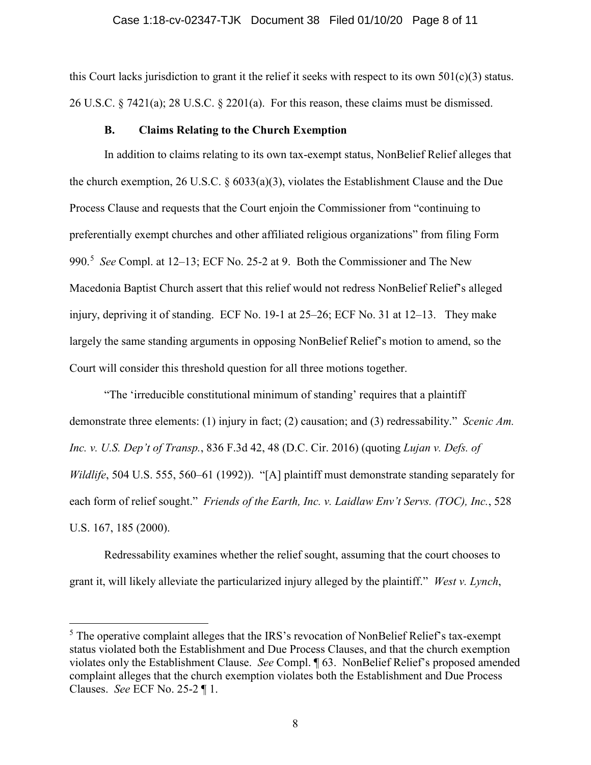this Court lacks jurisdiction to grant it the relief it seeks with respect to its own 501(c)(3) status. 26 U.S.C. § 7421(a); 28 U.S.C. § 2201(a). For this reason, these claims must be dismissed.

### B. Claims Relating to the Church Exemption

In addition to claims relating to its own tax-exempt status, NonBelief Relief alleges that the church exemption, 26 U.S.C. § 6033(a)(3), violates the Establishment Clause and the Due Process Clause and requests that the Court enjoin the Commissioner from "continuing to preferentially exempt churches and other affiliated religious organizations" from filing Form 990.[5] *See* Compl. at 12–13; ECF No. 25-2 at 9. Both the Commissioner and The New Macedonia Baptist Church assert that this relief would not redress NonBelief Relief's alleged injury, depriving it of standing. ECF No. 19-1 at 25–26; ECF No. 31 at 12–13. They make largely the same standing arguments in opposing NonBelief Relief's motion to amend, so the Court will consider this threshold question for all three motions together.

"The 'irreducible constitutional minimum of standing' requires that a plaintiff demonstrate three elements: (1) injury in fact; (2) causation; and (3) redressability." *Scenic Am. Inc. v. U.S. Dep't of Transp.*, 836 F.3d 42, 48 (D.C. Cir. 2016) (quoting *Lujan v. Defs. of Wildlife*, 504 U.S. 555, 560–61 (1992)). "[A] plaintiff must demonstrate standing separately for each form of relief sought." *Friends of the Earth, Inc. v. Laidlaw Env't Servs. (TOC), Inc.*, 528 U.S. 167, 185 (2000).

Redressability examines whether the relief sought, assuming that the court chooses to grant it, will likely alleviate the particularized injury alleged by the plaintiff." *West v. Lynch*,

---

[5] The operative complaint alleges that the IRS's revocation of NonBelief Relief's tax-exempt status violated both the Establishment and Due Process Clauses, and that the church exemption violates only the Establishment Clause. *See* Compl. ¶ 63. NonBelief Relief's proposed amended complaint alleges that the church exemption violates both the Establishment and Due Process Clauses. *See* ECF No. 25-2 ¶ 1.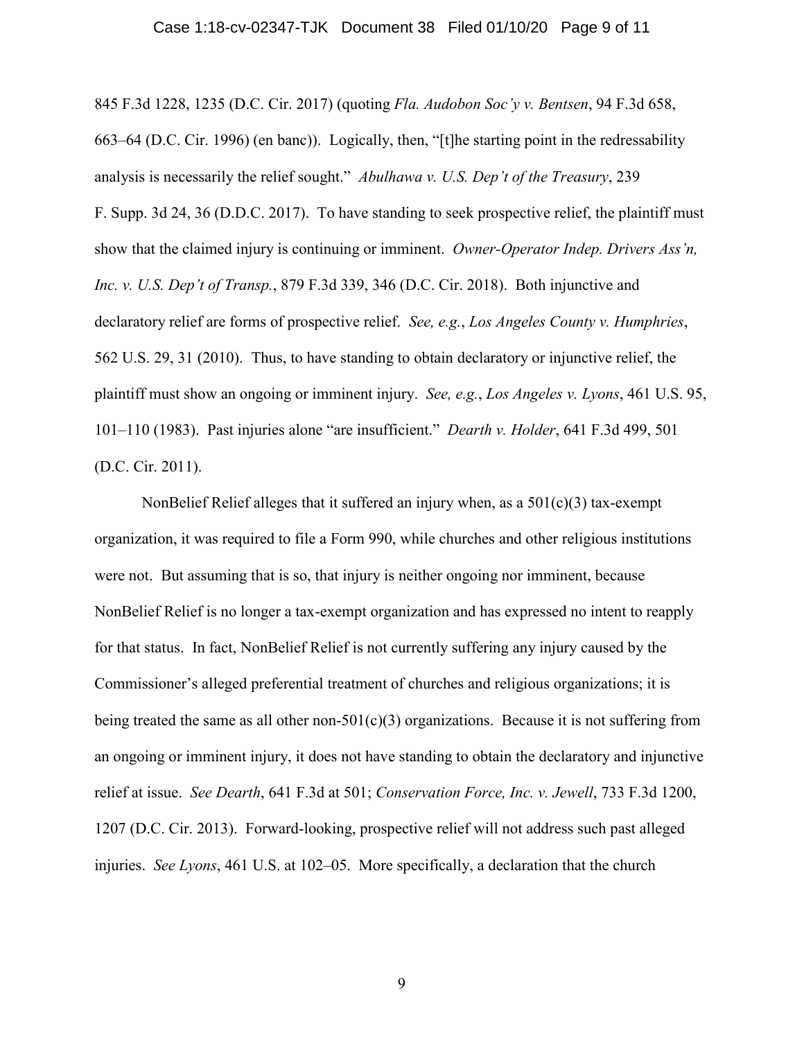845 F.3d 1228, 1235 (D.C. Cir. 2017) (quoting *Fla. Audobon Soc'y v. Bentsen*, 94 F.3d 658, 663–64 (D.C. Cir. 1996) (en banc)). Logically, then, "[t]he starting point in the redressability analysis is necessarily the relief sought." *Abulhawa v. U.S. Dep't of the Treasury*, 239 F. Supp. 3d 24, 36 (D.D.C. 2017). To have standing to seek prospective relief, the plaintiff must show that the claimed injury is continuing or imminent. *Owner-Operator Indep. Drivers Ass'n, Inc. v. U.S. Dep't of Transp.*, 879 F.3d 339, 346 (D.C. Cir. 2018). Both injunctive and declaratory relief are forms of prospective relief. *See, e.g.*, *Los Angeles County v. Humphries*, 562 U.S. 29, 31 (2010). Thus, to have standing to obtain declaratory or injunctive relief, the plaintiff must show an ongoing or imminent injury. *See, e.g.*, *Los Angeles v. Lyons*, 461 U.S. 95, 101–110 (1983). Past injuries alone "are insufficient." *Dearth v. Holder*, 641 F.3d 499, 501 (D.C. Cir. 2011).

NonBelief Relief alleges that it suffered an injury when, as a 501(c)(3) tax-exempt organization, it was required to file a Form 990, while churches and other religious institutions were not. But assuming that is so, that injury is neither ongoing nor imminent, because NonBelief Relief is no longer a tax-exempt organization and has expressed no intent to reapply for that status. In fact, NonBelief Relief is not currently suffering any injury caused by the Commissioner's alleged preferential treatment of churches and religious organizations; it is being treated the same as all other non-501(c)(3) organizations. Because it is not suffering from an ongoing or imminent injury, it does not have standing to obtain the declaratory and injunctive relief at issue. *See Dearth*, 641 F.3d at 501; *Conservation Force, Inc. v. Jewell*, 733 F.3d 1200, 1207 (D.C. Cir. 2013). Forward-looking, prospective relief will not address such past alleged injuries. *See Lyons*, 461 U.S. at 102–05. More specifically, a declaration that the church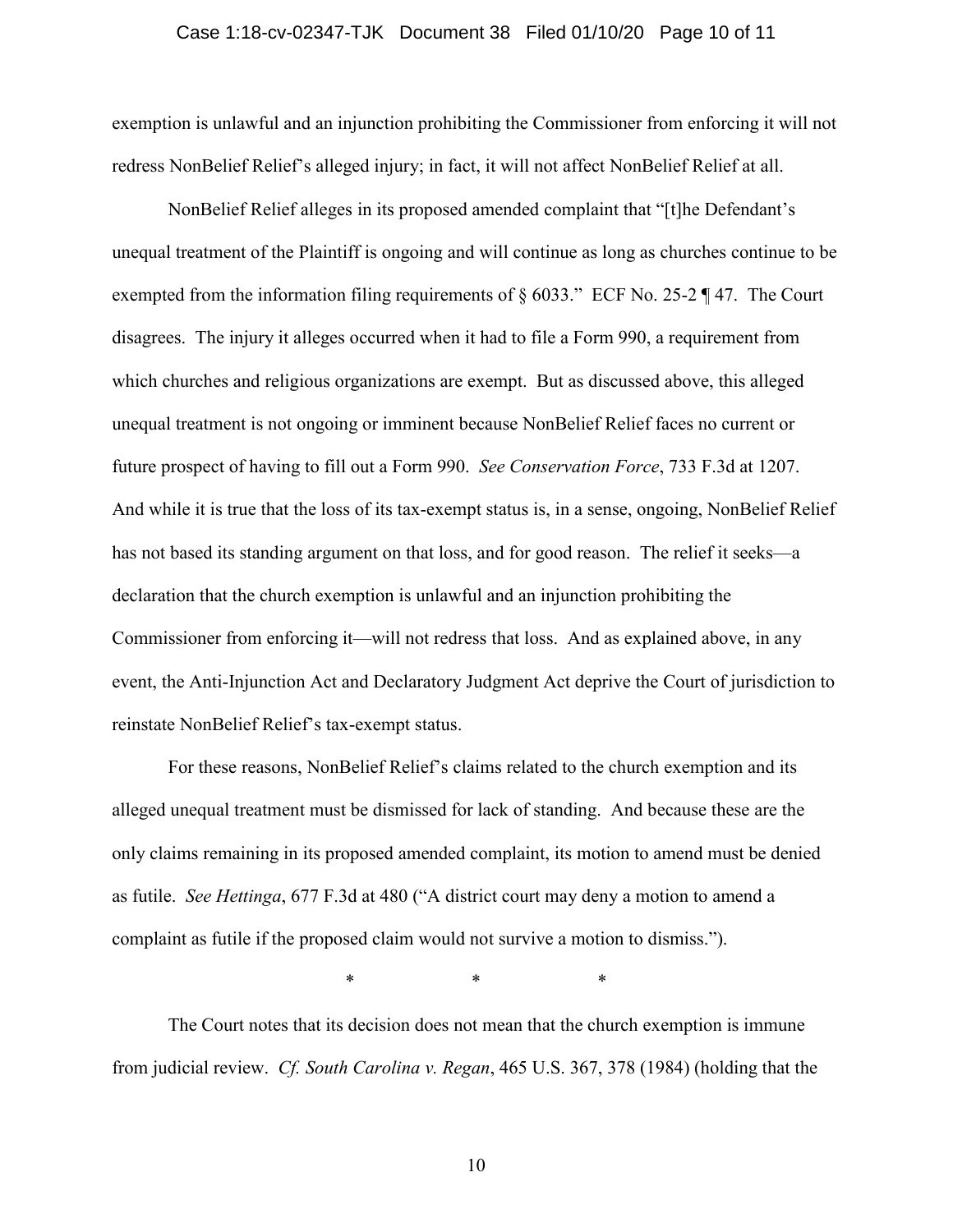exemption is unlawful and an injunction prohibiting the Commissioner from enforcing it will not redress NonBelief Relief's alleged injury; in fact, it will not affect NonBelief Relief at all.

NonBelief Relief alleges in its proposed amended complaint that "[t]he Defendant's unequal treatment of the Plaintiff is ongoing and will continue as long as churches continue to be exempted from the information filing requirements of § 6033." ECF No. 25-2 ¶ 47. The Court disagrees. The injury it alleges occurred when it had to file a Form 990, a requirement from which churches and religious organizations are exempt. But as discussed above, this alleged unequal treatment is not ongoing or imminent because NonBelief Relief faces no current or future prospect of having to fill out a Form 990. *See Conservation Force*, 733 F.3d at 1207. And while it is true that the loss of its tax-exempt status is, in a sense, ongoing, NonBelief Relief has not based its standing argument on that loss, and for good reason. The relief it seeks—a declaration that the church exemption is unlawful and an injunction prohibiting the Commissioner from enforcing it—will not redress that loss. And as explained above, in any event, the Anti-Injunction Act and Declaratory Judgment Act deprive the Court of jurisdiction to reinstate NonBelief Relief's tax-exempt status.

For these reasons, NonBelief Relief's claims related to the church exemption and its alleged unequal treatment must be dismissed for lack of standing. And because these are the only claims remaining in its proposed amended complaint, its motion to amend must be denied as futile. *See Hettinga*, 677 F.3d at 480 ("A district court may deny a motion to amend a complaint as futile if the proposed claim would not survive a motion to dismiss.").

\* \* \*

The Court notes that its decision does not mean that the church exemption is immune from judicial review. *Cf. South Carolina v. Regan*, 465 U.S. 367, 378 (1984) (holding that the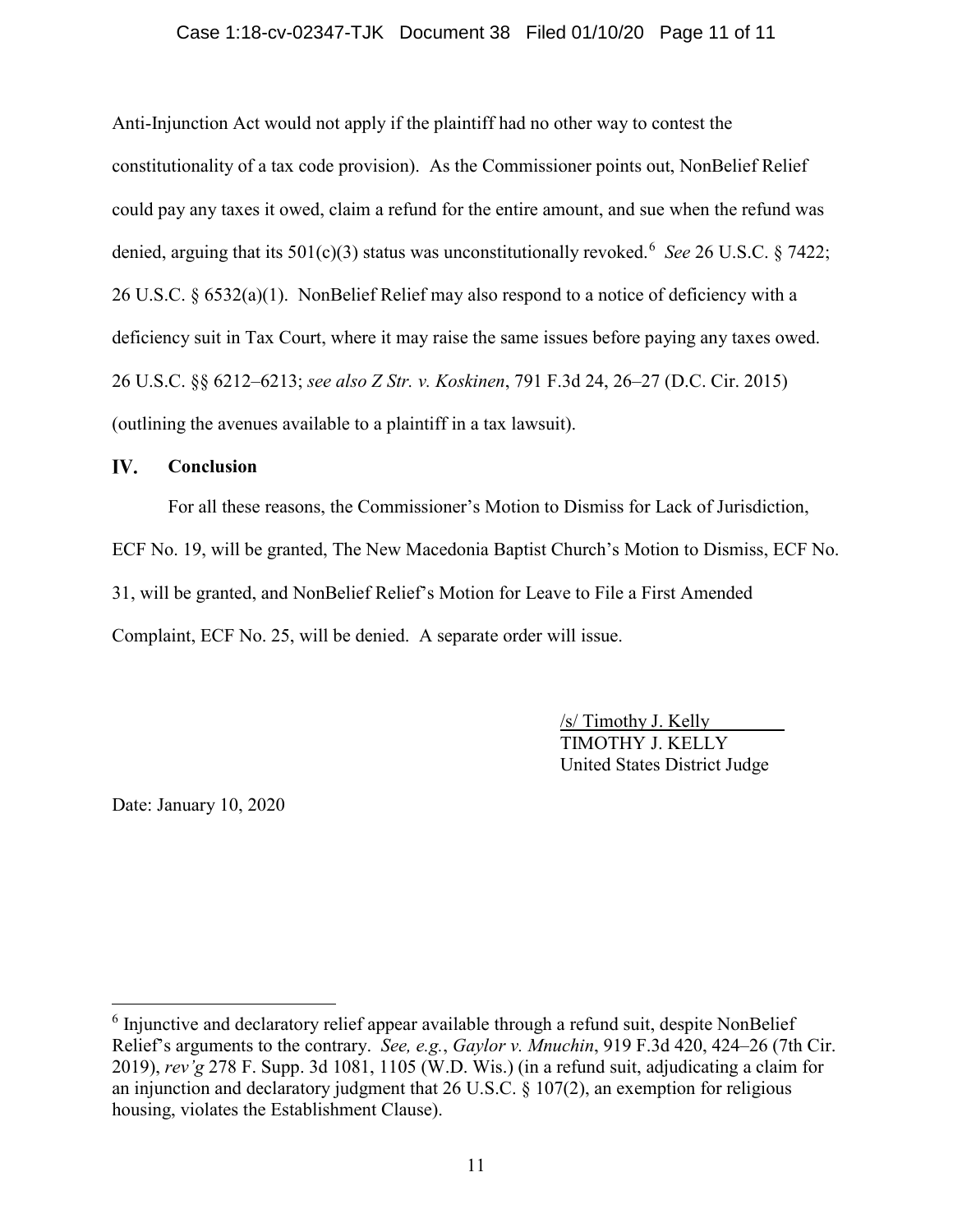Anti-Injunction Act would not apply if the plaintiff had no other way to contest the constitutionality of a tax code provision). As the Commissioner points out, NonBelief Relief could pay any taxes it owed, claim a refund for the entire amount, and sue when the refund was denied, arguing that its 501(c)(3) status was unconstitutionally revoked.[6] *See* 26 U.S.C. § 7422; 26 U.S.C. § 6532(a)(1). NonBelief Relief may also respond to a notice of deficiency with a deficiency suit in Tax Court, where it may raise the same issues before paying any taxes owed. 26 U.S.C. §§ 6212–6213; *see also Z Str. v. Koskinen*, 791 F.3d 24, 26–27 (D.C. Cir. 2015) (outlining the avenues available to a plaintiff in a tax lawsuit).

## IV. Conclusion

For all these reasons, the Commissioner's Motion to Dismiss for Lack of Jurisdiction, ECF No. 19, will be granted, The New Macedonia Baptist Church's Motion to Dismiss, ECF No. 31, will be granted, and NonBelief Relief's Motion for Leave to File a First Amended Complaint, ECF No. 25, will be denied. A separate order will issue.

/s/ Timothy J. Kelly
TIMOTHY J. KELLY
United States District Judge

Date: January 10, 2020

[6] Injunctive and declaratory relief appear available through a refund suit, despite NonBelief Relief's arguments to the contrary. *See, e.g.*, *Gaylor v. Mnuchin*, 919 F.3d 420, 424–26 (7th Cir. 2019), *rev'g* 278 F. Supp. 3d 1081, 1105 (W.D. Wis.) (in a refund suit, adjudicating a claim for an injunction and declaratory judgment that 26 U.S.C. § 107(2), an exemption for religious housing, violates the Establishment Clause).